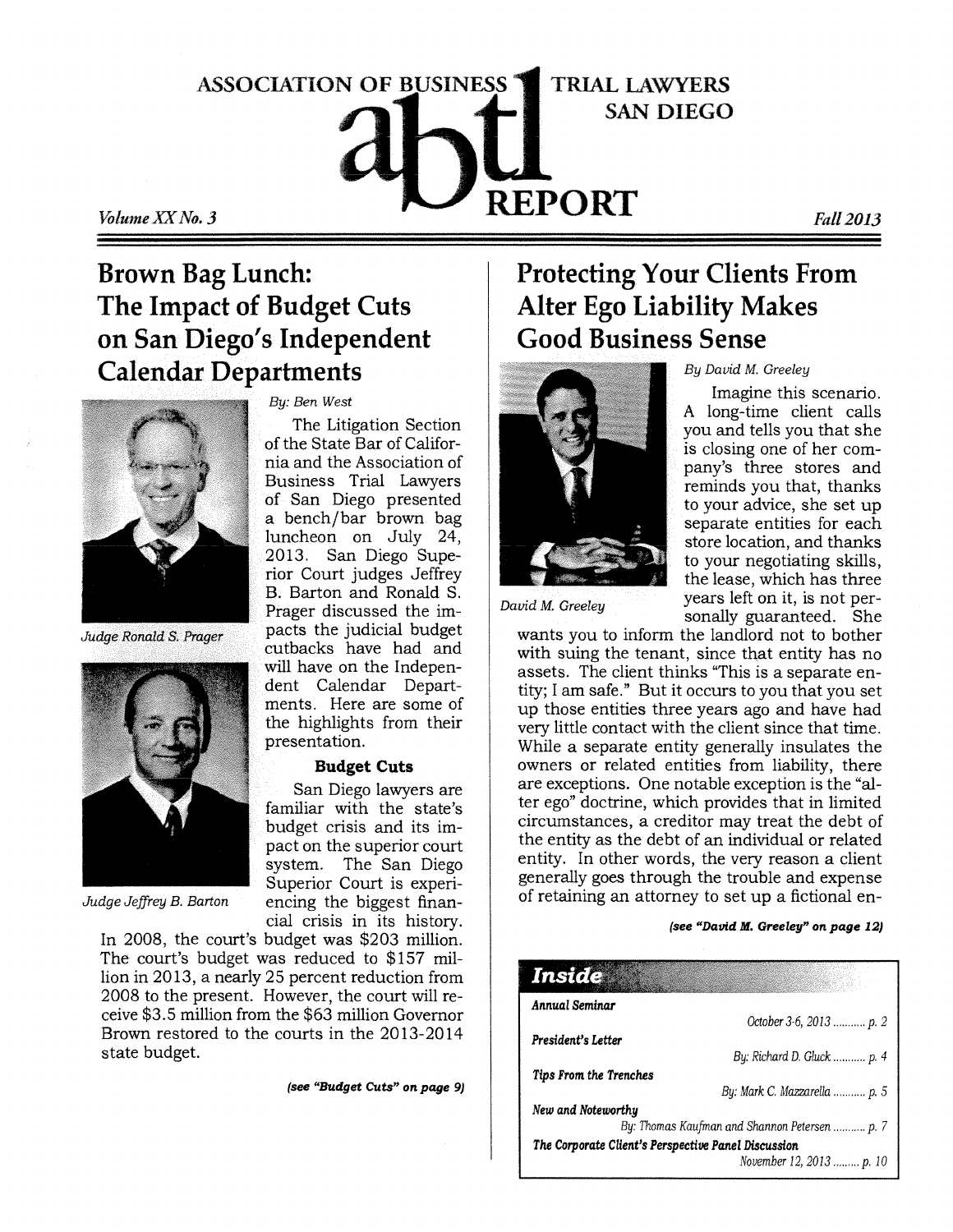# ASSOCIATION OF BUSINESS TRIAL LAWYERS SAN DIEGO

# abtl REPORT

*Volume XX No. 3* | *Fall 2013*

## Brown Bag Lunch: The Impact of Budget Cuts on San Diego's Independent Calendar Departments

*Judge Ronald S. Prager*

*Judge Jeffrey B. Barton*

*By: Ben West*

The Litigation Section of the State Bar of California and the Association of Business Trial Lawyers of San Diego presented a bench/bar brown bag luncheon on July 24, 2013. San Diego Superior Court judges Jeffrey B. Barton and Ronald S. Prager discussed the impacts the judicial budget cutbacks have had and will have on the Independent Calendar Departments. Here are some of the highlights from their presentation.

### Budget Cuts

San Diego lawyers are familiar with the state's budget crisis and its impact on the superior court system. The San Diego Superior Court is experiencing the biggest financial crisis in its history. In 2008, the court's budget was $203 million. The court's budget was reduced to $157 million in 2013, a nearly 25 percent reduction from 2008 to the present. However, the court will receive $3.5 million from the $63 million Governor Brown restored to the courts in the 2013-2014 state budget.

**(see "Budget Cuts" on page 9)**

## Protecting Your Clients From Alter Ego Liability Makes Good Business Sense

*By David M. Greeley*

*David M. Greeley*

Imagine this scenario. A long-time client calls you and tells you that she is closing one of her company's three stores and reminds you that, thanks to your advice, she set up separate entities for each store location, and thanks to your negotiating skills, the lease, which has three years left on it, is not personally guaranteed. She wants you to inform the landlord not to bother with suing the tenant, since that entity has no assets. The client thinks "This is a separate entity; I am safe." But it occurs to you that you set up those entities three years ago and have had very little contact with the client since that time. While a separate entity generally insulates the owners or related entities from liability, there are exceptions. One notable exception is the "alter ego" doctrine, which provides that in limited circumstances, a creditor may treat the debt of the entity as the debt of an individual or related entity. In other words, the very reason a client generally goes through the trouble and expense of retaining an attorney to set up a fictional en-

**(see "David M. Greeley" on page 12)**

### Inside

*Annual Seminar*
October 3-6, 2013 .......... p. 2

*President's Letter*
By: Richard D. Gluck .......... p. 4

*Tips From the Trenches*
By: Mark C. Mazzarella .......... p. 5

*New and Noteworthy*
By: Thomas Kaufman and Shannon Petersen .......... p. 7

*The Corporate Client's Perspective Panel Discussion*
November 12, 2013 .......... p. 10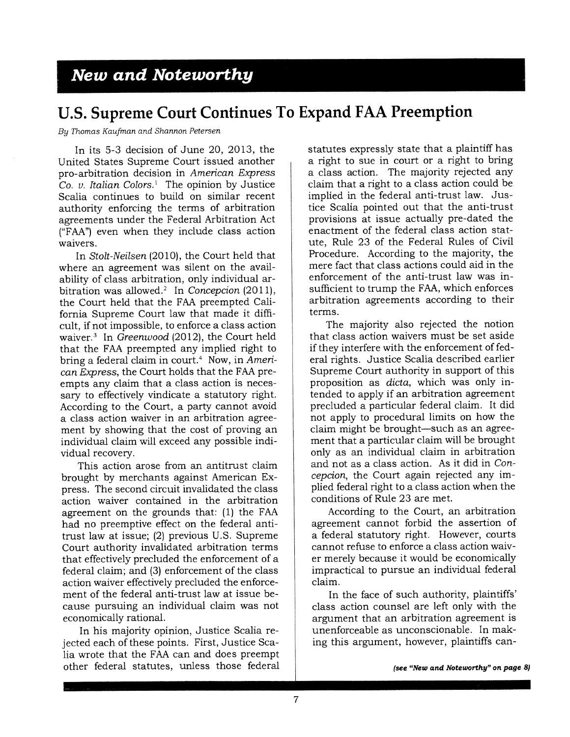## New and Noteworthy

# U.S. Supreme Court Continues To Expand FAA Preemption

*By Thomas Kaufman and Shannon Petersen*

In its 5-3 decision of June 20, 2013, the United States Supreme Court issued another pro-arbitration decision in *American Express Co. v. Italian Colors*.[1] The opinion by Justice Scalia continues to build on similar recent authority enforcing the terms of arbitration agreements under the Federal Arbitration Act ("FAA") even when they include class action waivers.

In *Stolt-Neilsen* (2010), the Court held that where an agreement was silent on the availability of class arbitration, only individual arbitration was allowed.[2] In *Concepcion* (2011), the Court held that the FAA preempted California Supreme Court law that made it difficult, if not impossible, to enforce a class action waiver.[3] In *Greenwood* (2012), the Court held that the FAA preempted any implied right to bring a federal claim in court.[4] Now, in *American Express*, the Court holds that the FAA preempts any claim that a class action is necessary to effectively vindicate a statutory right. According to the Court, a party cannot avoid a class action waiver in an arbitration agreement by showing that the cost of proving an individual claim will exceed any possible individual recovery.

This action arose from an antitrust claim brought by merchants against American Express. The second circuit invalidated the class action waiver contained in the arbitration agreement on the grounds that: (1) the FAA had no preemptive effect on the federal antitrust law at issue; (2) previous U.S. Supreme Court authority invalidated arbitration terms that effectively precluded the enforcement of a federal claim; and (3) enforcement of the class action waiver effectively precluded the enforcement of the federal anti-trust law at issue because pursuing an individual claim was not economically rational.

In his majority opinion, Justice Scalia rejected each of these points. First, Justice Scalia wrote that the FAA can and does preempt other federal statutes, unless those federal statutes expressly state that a plaintiff has a right to sue in court or a right to bring a class action. The majority rejected any claim that a right to a class action could be implied in the federal anti-trust law. Justice Scalia pointed out that the anti-trust provisions at issue actually pre-dated the enactment of the federal class action statute, Rule 23 of the Federal Rules of Civil Procedure. According to the majority, the mere fact that class actions could aid in the enforcement of the anti-trust law was insufficient to trump the FAA, which enforces arbitration agreements according to their terms.

The majority also rejected the notion that class action waivers must be set aside if they interfere with the enforcement of federal rights. Justice Scalia described earlier Supreme Court authority in support of this proposition as *dicta*, which was only intended to apply if an arbitration agreement precluded a particular federal claim. It did not apply to procedural limits on how the claim might be brought—such as an agreement that a particular claim will be brought only as an individual claim in arbitration and not as a class action. As it did in *Concepcion*, the Court again rejected any implied federal right to a class action when the conditions of Rule 23 are met.

According to the Court, an arbitration agreement cannot forbid the assertion of a federal statutory right. However, courts cannot refuse to enforce a class action waiver merely because it would be economically impractical to pursue an individual federal claim.

In the face of such authority, plaintiffs' class action counsel are left only with the argument that an arbitration agreement is unenforceable as unconscionable. In making this argument, however, plaintiffs can-

*(see "New and Noteworthy" on page 8)*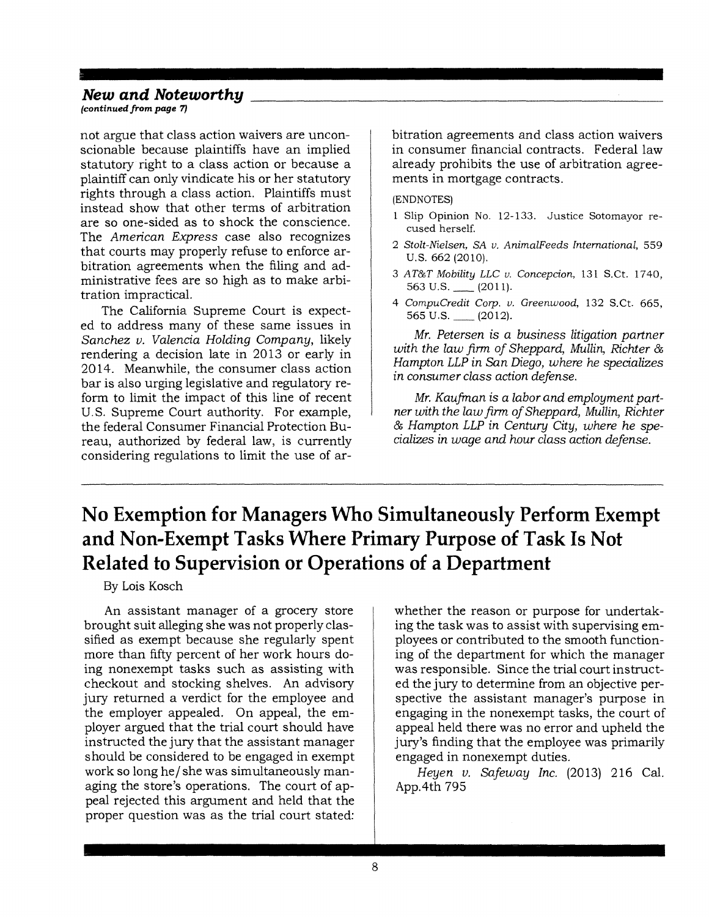## *New and Noteworthy*

*(continued from page 7)*

not argue that class action waivers are unconscionable because plaintiffs have an implied statutory right to a class action or because a plaintiff can only vindicate his or her statutory rights through a class action. Plaintiffs must instead show that other terms of arbitration are so one-sided as to shock the conscience. The *American Express* case also recognizes that courts may properly refuse to enforce arbitration agreements when the filing and administrative fees are so high as to make arbitration impractical.

The California Supreme Court is expected to address many of these same issues in *Sanchez v. Valencia Holding Company*, likely rendering a decision late in 2013 or early in 2014. Meanwhile, the consumer class action bar is also urging legislative and regulatory reform to limit the impact of this line of recent U.S. Supreme Court authority. For example, the federal Consumer Financial Protection Bureau, authorized by federal law, is currently considering regulations to limit the use of arbitration agreements and class action waivers in consumer financial contracts. Federal law already prohibits the use of arbitration agreements in mortgage contracts.

(ENDNOTES)

1 Slip Opinion No. 12-133. Justice Sotomayor recused herself.

2 *Stolt-Nielsen, SA v. AnimalFeeds International*, 559 U.S. 662 (2010).

3 *AT&T Mobility LLC v. Concepcion*, 131 S.Ct. 1740, 563 U.S. ___ (2011).

4 *CompuCredit Corp. v. Greenwood*, 132 S.Ct. 665, 565 U.S. ___ (2012).

*Mr. Petersen is a business litigation partner with the law firm of Sheppard, Mullin, Richter & Hampton LLP in San Diego, where he specializes in consumer class action defense.*

*Mr. Kaufman is a labor and employment partner with the law firm of Sheppard, Mullin, Richter & Hampton LLP in Century City, where he specializes in wage and hour class action defense.*

# No Exemption for Managers Who Simultaneously Perform Exempt and Non-Exempt Tasks Where Primary Purpose of Task Is Not Related to Supervision or Operations of a Department

By Lois Kosch

An assistant manager of a grocery store brought suit alleging she was not properly classified as exempt because she regularly spent more than fifty percent of her work hours doing nonexempt tasks such as assisting with checkout and stocking shelves. An advisory jury returned a verdict for the employee and the employer appealed. On appeal, the employer argued that the trial court should have instructed the jury that the assistant manager should be considered to be engaged in exempt work so long he/she was simultaneously managing the store's operations. The court of appeal rejected this argument and held that the proper question was as the trial court stated: whether the reason or purpose for undertaking the task was to assist with supervising employees or contributed to the smooth functioning of the department for which the manager was responsible. Since the trial court instructed the jury to determine from an objective perspective the assistant manager's purpose in engaging in the nonexempt tasks, the court of appeal held there was no error and upheld the jury's finding that the employee was primarily engaged in nonexempt duties.

*Heyen v. Safeway Inc.* (2013) 216 Cal. App.4th 795